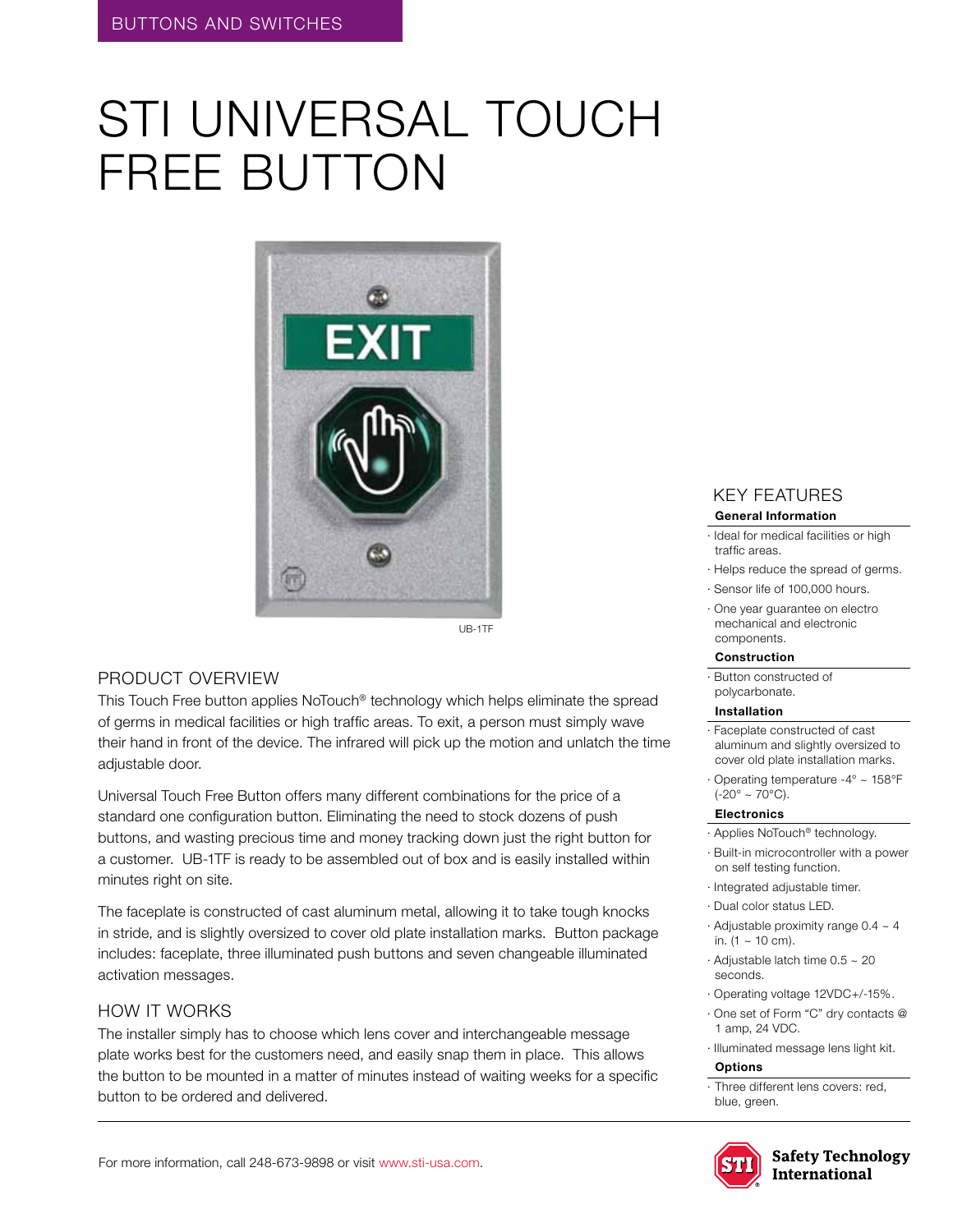BUTTONS AND SWITCHES

# STI UNIVERSAL TOUCH FREE BUTTON

UB-1TF

## PRODUCT OVERVIEW

This Touch Free button applies NoTouch® technology which helps eliminate the spread of germs in medical facilities or high traffic areas. To exit, a person must simply wave their hand in front of the device. The infrared will pick up the motion and unlatch the time adjustable door.

Universal Touch Free Button offers many different combinations for the price of a standard one configuration button. Eliminating the need to stock dozens of push buttons, and wasting precious time and money tracking down just the right button for a customer. UB-1TF is ready to be assembled out of box and is easily installed within minutes right on site.

The faceplate is constructed of cast aluminum metal, allowing it to take tough knocks in stride, and is slightly oversized to cover old plate installation marks. Button package includes: faceplate, three illuminated push buttons and seven changeable illuminated activation messages.

## HOW IT WORKS

The installer simply has to choose which lens cover and interchangeable message plate works best for the customers need, and easily snap them in place. This allows the button to be mounted in a matter of minutes instead of waiting weeks for a specific button to be ordered and delivered.

## KEY FEATURES

**General Information**

- Ideal for medical facilities or high traffic areas.
- Helps reduce the spread of germs.
- Sensor life of 100,000 hours.
- One year guarantee on electro mechanical and electronic components.

**Construction**

- Button constructed of polycarbonate.

**Installation**

- Faceplate constructed of cast aluminum and slightly oversized to cover old plate installation marks.
- Operating temperature -4° ~ 158°F (-20° ~ 70°C).

**Electronics**

- Applies NoTouch® technology.
- Built-in microcontroller with a power on self testing function.
- Integrated adjustable timer.
- Dual color status LED.
- Adjustable proximity range 0.4 ~ 4 in. (1 ~ 10 cm).
- Adjustable latch time 0.5 ~ 20 seconds.
- Operating voltage 12VDC+/-15%.
- One set of Form "C" dry contacts @ 1 amp, 24 VDC.
- Illuminated message lens light kit.

**Options**

- Three different lens covers: red, blue, green.

For more information, call 248-673-9898 or visit www.sti-usa.com.

Safety Technology International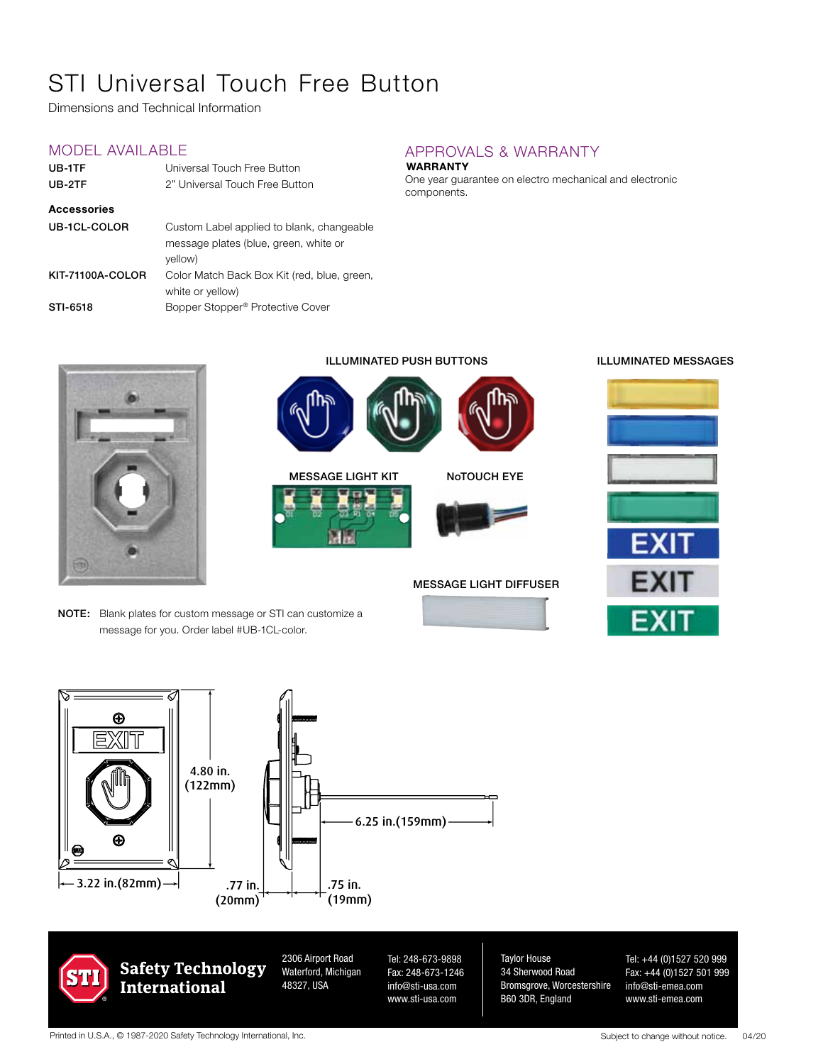# STI Universal Touch Free Button

Dimensions and Technical Information

## MODEL AVAILABLE

| | |
|---|---|
| **UB-1TF** | Universal Touch Free Button |
| **UB-2TF** | 2" Universal Touch Free Button |

**Accessories**

| | |
|---|---|
| **UB-1CL-COLOR** | Custom Label applied to blank, changeable message plates (blue, green, white or yellow) |
| **KIT-71100A-COLOR** | Color Match Back Box Kit (red, blue, green, white or yellow) |
| **STI-6518** | Bopper Stopper® Protective Cover |

## APPROVALS & WARRANTY

**WARRANTY**

One year guarantee on electro mechanical and electronic components.

ILLUMINATED PUSH BUTTONS

ILLUMINATED MESSAGES

MESSAGE LIGHT KIT

NoTOUCH EYE

MESSAGE LIGHT DIFFUSER

EXIT

EXIT

EXIT

**NOTE:** Blank plates for custom message or STI can customize a message for you. Order label #UB-1CL-color.

EXIT

4.80 in. (122mm)

6.25 in.(159mm)

3.22 in.(82mm)

.77 in. (20mm)

.75 in. (19mm)

**Safety Technology International**

2306 Airport Road
Waterford, Michigan
48327, USA

Tel: 248-673-9898
Fax: 248-673-1246
info@sti-usa.com
www.sti-usa.com

Taylor House
34 Sherwood Road
Bromsgrove, Worcestershire
B60 3DR, England

Tel: +44 (0)1527 520 999
Fax: +44 (0)1527 501 999
info@sti-emea.com
www.sti-emea.com

Printed in U.S.A., © 1987-2020 Safety Technology International, Inc.

Subject to change without notice. 04/20